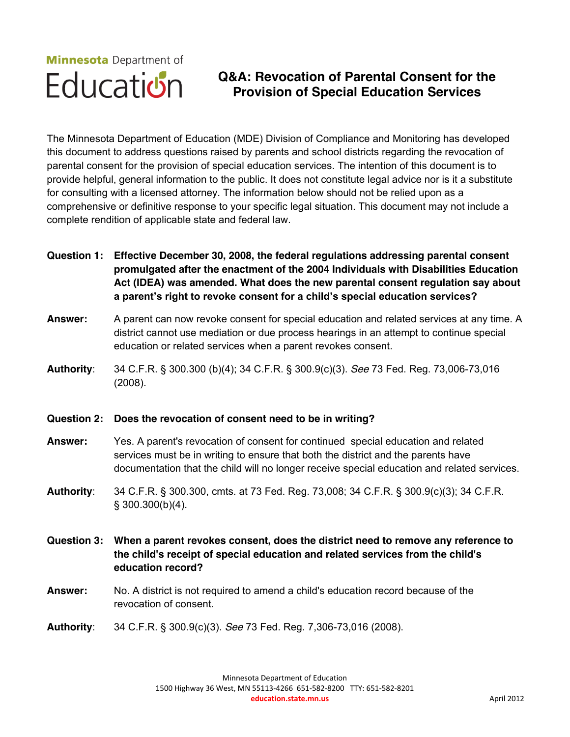Minnesota Department of Education

# Q&A: Revocation of Parental Consent for the Provision of Special Education Services

The Minnesota Department of Education (MDE) Division of Compliance and Monitoring has developed this document to address questions raised by parents and school districts regarding the revocation of parental consent for the provision of special education services. The intention of this document is to provide helpful, general information to the public. It does not constitute legal advice nor is it a substitute for consulting with a licensed attorney. The information below should not be relied upon as a comprehensive or definitive response to your specific legal situation. This document may not include a complete rendition of applicable state and federal law.

**Question 1: Effective December 30, 2008, the federal regulations addressing parental consent promulgated after the enactment of the 2004 Individuals with Disabilities Education Act (IDEA) was amended. What does the new parental consent regulation say about a parent's right to revoke consent for a child's special education services?**

**Answer:** A parent can now revoke consent for special education and related services at any time. A district cannot use mediation or due process hearings in an attempt to continue special education or related services when a parent revokes consent.

**Authority**: 34 C.F.R. § 300.300 (b)(4); 34 C.F.R. § 300.9(c)(3). *See* 73 Fed. Reg. 73,006-73,016 (2008).

**Question 2: Does the revocation of consent need to be in writing?**

**Answer:** Yes. A parent's revocation of consent for continued special education and related services must be in writing to ensure that both the district and the parents have documentation that the child will no longer receive special education and related services.

**Authority**: 34 C.F.R. § 300.300, cmts. at 73 Fed. Reg. 73,008; 34 C.F.R. § 300.9(c)(3); 34 C.F.R. § 300.300(b)(4).

**Question 3: When a parent revokes consent, does the district need to remove any reference to the child's receipt of special education and related services from the child's education record?**

**Answer:** No. A district is not required to amend a child's education record because of the revocation of consent.

**Authority**: 34 C.F.R. § 300.9(c)(3). *See* 73 Fed. Reg. 7,306-73,016 (2008).

Minnesota Department of Education
1500 Highway 36 West, MN 55113-4266 651-582-8200 TTY: 651-582-8201
education.state.mn.us

April 2012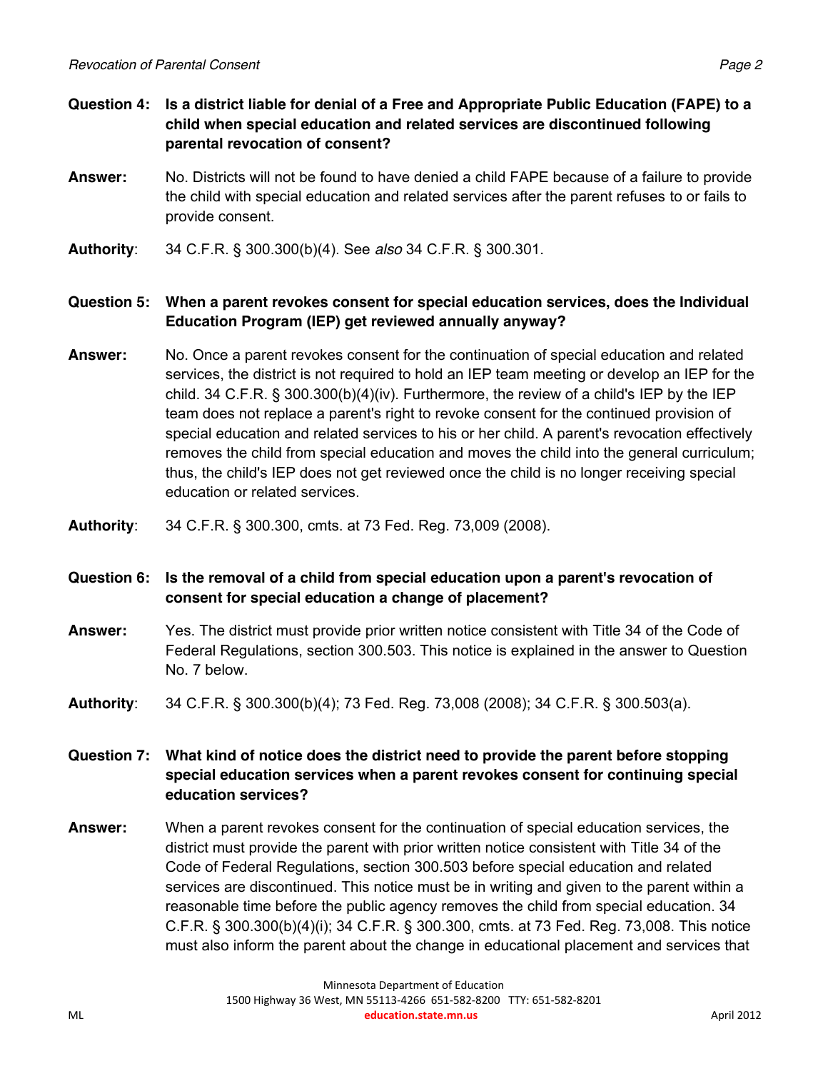**Question 4: Is a district liable for denial of a Free and Appropriate Public Education (FAPE) to a child when special education and related services are discontinued following parental revocation of consent?**

**Answer:** No. Districts will not be found to have denied a child FAPE because of a failure to provide the child with special education and related services after the parent refuses to or fails to provide consent.

**Authority**: 34 C.F.R. § 300.300(b)(4). See *also* 34 C.F.R. § 300.301.

**Question 5: When a parent revokes consent for special education services, does the Individual Education Program (IEP) get reviewed annually anyway?**

**Answer:** No. Once a parent revokes consent for the continuation of special education and related services, the district is not required to hold an IEP team meeting or develop an IEP for the child. 34 C.F.R. § 300.300(b)(4)(iv). Furthermore, the review of a child's IEP by the IEP team does not replace a parent's right to revoke consent for the continued provision of special education and related services to his or her child. A parent's revocation effectively removes the child from special education and moves the child into the general curriculum; thus, the child's IEP does not get reviewed once the child is no longer receiving special education or related services.

**Authority**: 34 C.F.R. § 300.300, cmts. at 73 Fed. Reg. 73,009 (2008).

**Question 6: Is the removal of a child from special education upon a parent's revocation of consent for special education a change of placement?**

**Answer:** Yes. The district must provide prior written notice consistent with Title 34 of the Code of Federal Regulations, section 300.503. This notice is explained in the answer to Question No. 7 below.

**Authority**: 34 C.F.R. § 300.300(b)(4); 73 Fed. Reg. 73,008 (2008); 34 C.F.R. § 300.503(a).

**Question 7: What kind of notice does the district need to provide the parent before stopping special education services when a parent revokes consent for continuing special education services?**

**Answer:** When a parent revokes consent for the continuation of special education services, the district must provide the parent with prior written notice consistent with Title 34 of the Code of Federal Regulations, section 300.503 before special education and related services are discontinued. This notice must be in writing and given to the parent within a reasonable time before the public agency removes the child from special education. 34 C.F.R. § 300.300(b)(4)(i); 34 C.F.R. § 300.300, cmts. at 73 Fed. Reg. 73,008. This notice must also inform the parent about the change in educational placement and services that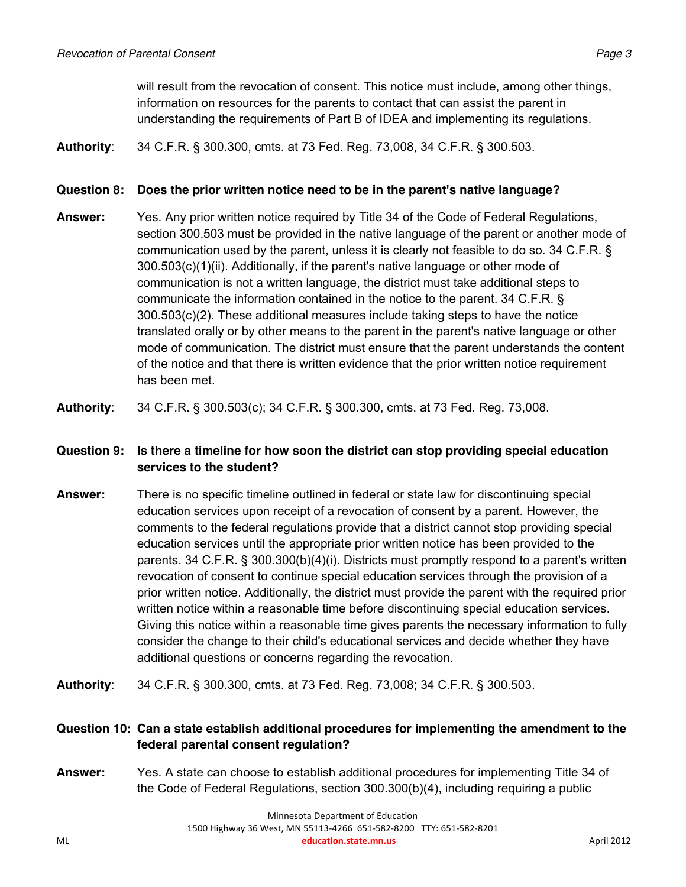will result from the revocation of consent. This notice must include, among other things, information on resources for the parents to contact that can assist the parent in understanding the requirements of Part B of IDEA and implementing its regulations.

**Authority**: 34 C.F.R. § 300.300, cmts. at 73 Fed. Reg. 73,008, 34 C.F.R. § 300.503.

**Question 8: Does the prior written notice need to be in the parent's native language?**

**Answer:** Yes. Any prior written notice required by Title 34 of the Code of Federal Regulations, section 300.503 must be provided in the native language of the parent or another mode of communication used by the parent, unless it is clearly not feasible to do so. 34 C.F.R. § 300.503(c)(1)(ii). Additionally, if the parent's native language or other mode of communication is not a written language, the district must take additional steps to communicate the information contained in the notice to the parent. 34 C.F.R. § 300.503(c)(2). These additional measures include taking steps to have the notice translated orally or by other means to the parent in the parent's native language or other mode of communication. The district must ensure that the parent understands the content of the notice and that there is written evidence that the prior written notice requirement has been met.

**Authority**: 34 C.F.R. § 300.503(c); 34 C.F.R. § 300.300, cmts. at 73 Fed. Reg. 73,008.

**Question 9: Is there a timeline for how soon the district can stop providing special education services to the student?**

**Answer:** There is no specific timeline outlined in federal or state law for discontinuing special education services upon receipt of a revocation of consent by a parent. However, the comments to the federal regulations provide that a district cannot stop providing special education services until the appropriate prior written notice has been provided to the parents. 34 C.F.R. § 300.300(b)(4)(i). Districts must promptly respond to a parent's written revocation of consent to continue special education services through the provision of a prior written notice. Additionally, the district must provide the parent with the required prior written notice within a reasonable time before discontinuing special education services. Giving this notice within a reasonable time gives parents the necessary information to fully consider the change to their child's educational services and decide whether they have additional questions or concerns regarding the revocation.

**Authority**: 34 C.F.R. § 300.300, cmts. at 73 Fed. Reg. 73,008; 34 C.F.R. § 300.503.

**Question 10: Can a state establish additional procedures for implementing the amendment to the federal parental consent regulation?**

**Answer:** Yes. A state can choose to establish additional procedures for implementing Title 34 of the Code of Federal Regulations, section 300.300(b)(4), including requiring a public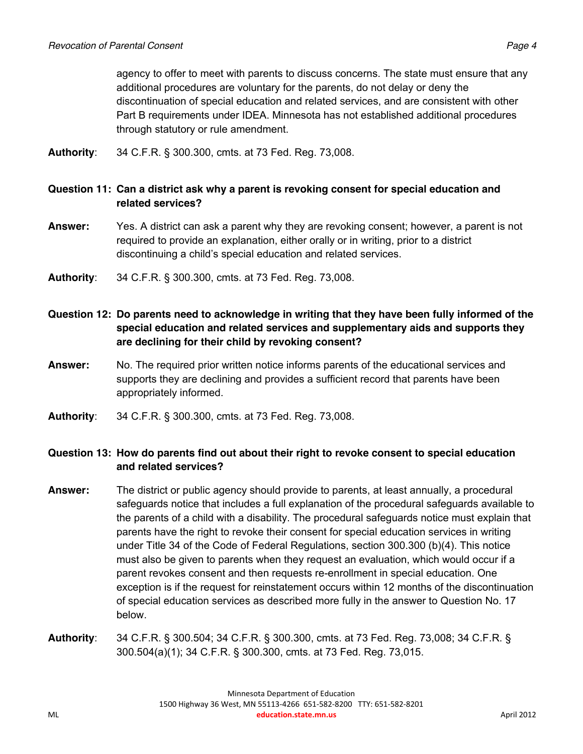agency to offer to meet with parents to discuss concerns. The state must ensure that any additional procedures are voluntary for the parents, do not delay or deny the discontinuation of special education and related services, and are consistent with other Part B requirements under IDEA. Minnesota has not established additional procedures through statutory or rule amendment.

**Authority**: 34 C.F.R. § 300.300, cmts. at 73 Fed. Reg. 73,008.

**Question 11: Can a district ask why a parent is revoking consent for special education and related services?**

**Answer:** Yes. A district can ask a parent why they are revoking consent; however, a parent is not required to provide an explanation, either orally or in writing, prior to a district discontinuing a child's special education and related services.

**Authority**: 34 C.F.R. § 300.300, cmts. at 73 Fed. Reg. 73,008.

**Question 12: Do parents need to acknowledge in writing that they have been fully informed of the special education and related services and supplementary aids and supports they are declining for their child by revoking consent?**

**Answer:** No. The required prior written notice informs parents of the educational services and supports they are declining and provides a sufficient record that parents have been appropriately informed.

**Authority**: 34 C.F.R. § 300.300, cmts. at 73 Fed. Reg. 73,008.

**Question 13: How do parents find out about their right to revoke consent to special education and related services?**

**Answer:** The district or public agency should provide to parents, at least annually, a procedural safeguards notice that includes a full explanation of the procedural safeguards available to the parents of a child with a disability. The procedural safeguards notice must explain that parents have the right to revoke their consent for special education services in writing under Title 34 of the Code of Federal Regulations, section 300.300 (b)(4). This notice must also be given to parents when they request an evaluation, which would occur if a parent revokes consent and then requests re-enrollment in special education. One exception is if the request for reinstatement occurs within 12 months of the discontinuation of special education services as described more fully in the answer to Question No. 17 below.

**Authority**: 34 C.F.R. § 300.504; 34 C.F.R. § 300.300, cmts. at 73 Fed. Reg. 73,008; 34 C.F.R. § 300.504(a)(1); 34 C.F.R. § 300.300, cmts. at 73 Fed. Reg. 73,015.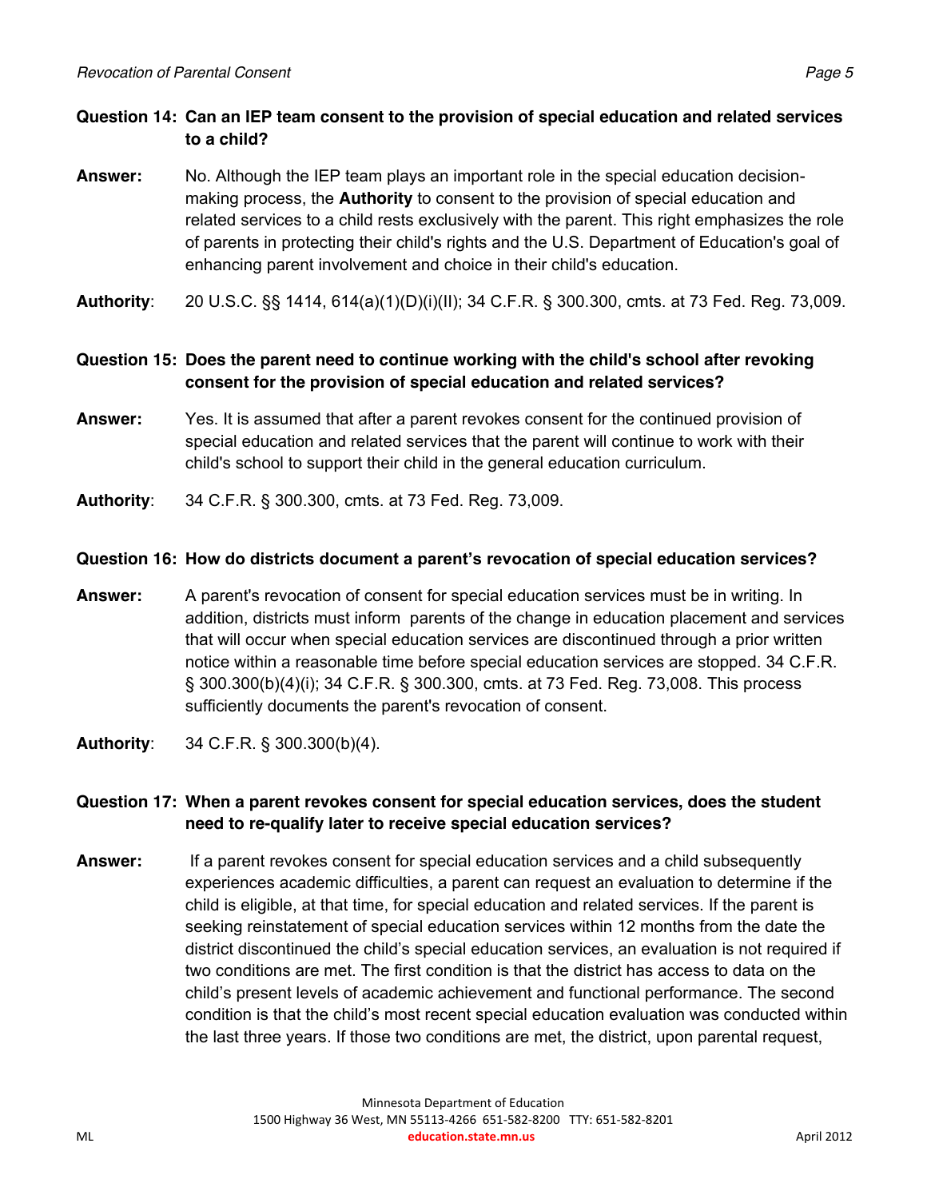**Question 14: Can an IEP team consent to the provision of special education and related services to a child?**

**Answer:** No. Although the IEP team plays an important role in the special education decision-making process, the **Authority** to consent to the provision of special education and related services to a child rests exclusively with the parent. This right emphasizes the role of parents in protecting their child's rights and the U.S. Department of Education's goal of enhancing parent involvement and choice in their child's education.

**Authority**: 20 U.S.C. §§ 1414, 614(a)(1)(D)(i)(II); 34 C.F.R. § 300.300, cmts. at 73 Fed. Reg. 73,009.

**Question 15: Does the parent need to continue working with the child's school after revoking consent for the provision of special education and related services?**

**Answer:** Yes. It is assumed that after a parent revokes consent for the continued provision of special education and related services that the parent will continue to work with their child's school to support their child in the general education curriculum.

**Authority**: 34 C.F.R. § 300.300, cmts. at 73 Fed. Reg. 73,009.

**Question 16: How do districts document a parent's revocation of special education services?**

**Answer:** A parent's revocation of consent for special education services must be in writing. In addition, districts must inform parents of the change in education placement and services that will occur when special education services are discontinued through a prior written notice within a reasonable time before special education services are stopped. 34 C.F.R. § 300.300(b)(4)(i); 34 C.F.R. § 300.300, cmts. at 73 Fed. Reg. 73,008. This process sufficiently documents the parent's revocation of consent.

**Authority**: 34 C.F.R. § 300.300(b)(4).

**Question 17: When a parent revokes consent for special education services, does the student need to re-qualify later to receive special education services?**

**Answer:** If a parent revokes consent for special education services and a child subsequently experiences academic difficulties, a parent can request an evaluation to determine if the child is eligible, at that time, for special education and related services. If the parent is seeking reinstatement of special education services within 12 months from the date the district discontinued the child's special education services, an evaluation is not required if two conditions are met. The first condition is that the district has access to data on the child's present levels of academic achievement and functional performance. The second condition is that the child's most recent special education evaluation was conducted within the last three years. If those two conditions are met, the district, upon parental request,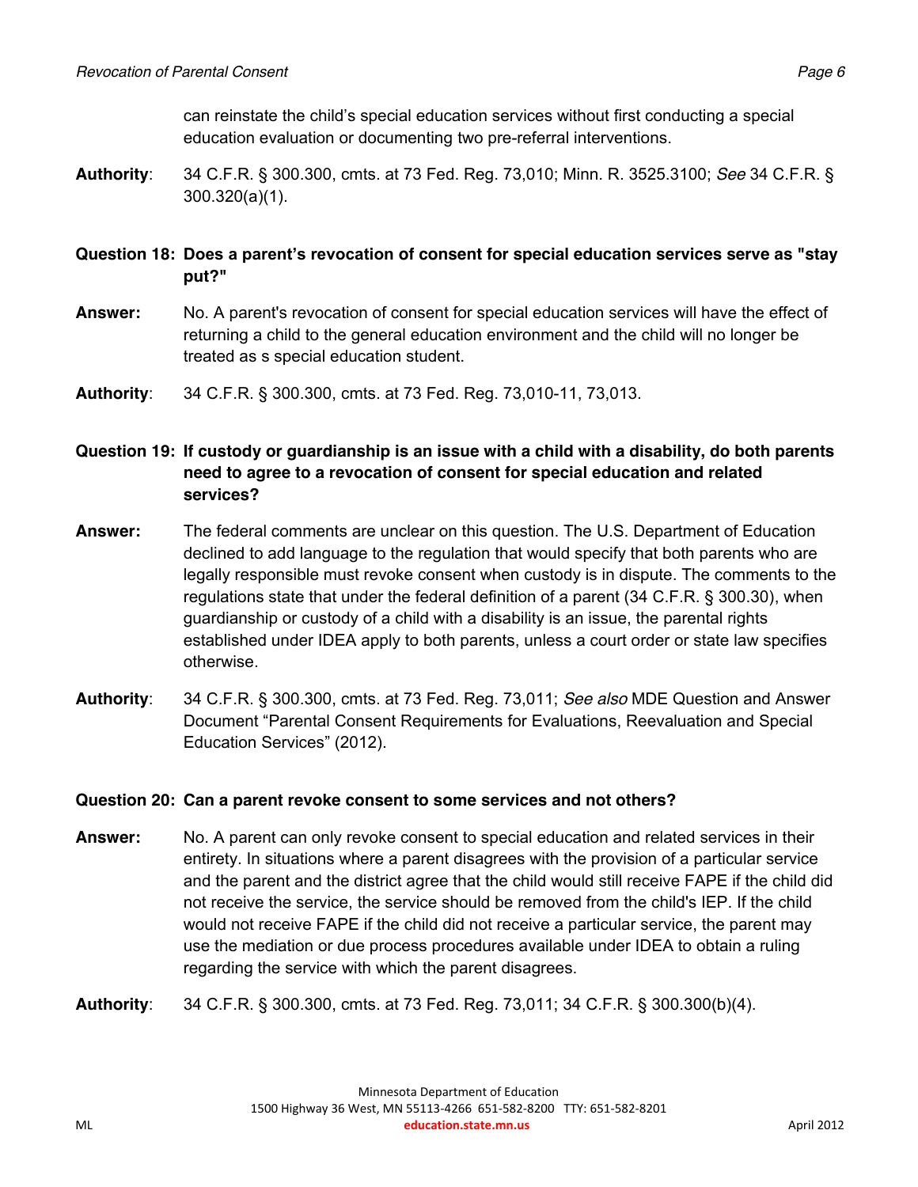can reinstate the child's special education services without first conducting a special education evaluation or documenting two pre-referral interventions.

**Authority**: 34 C.F.R. § 300.300, cmts. at 73 Fed. Reg. 73,010; Minn. R. 3525.3100; *See* 34 C.F.R. § 300.320(a)(1).

**Question 18: Does a parent's revocation of consent for special education services serve as "stay put?"**

**Answer:** No. A parent's revocation of consent for special education services will have the effect of returning a child to the general education environment and the child will no longer be treated as s special education student.

**Authority**: 34 C.F.R. § 300.300, cmts. at 73 Fed. Reg. 73,010-11, 73,013.

**Question 19: If custody or guardianship is an issue with a child with a disability, do both parents need to agree to a revocation of consent for special education and related services?**

**Answer:** The federal comments are unclear on this question. The U.S. Department of Education declined to add language to the regulation that would specify that both parents who are legally responsible must revoke consent when custody is in dispute. The comments to the regulations state that under the federal definition of a parent (34 C.F.R. § 300.30), when guardianship or custody of a child with a disability is an issue, the parental rights established under IDEA apply to both parents, unless a court order or state law specifies otherwise.

**Authority**: 34 C.F.R. § 300.300, cmts. at 73 Fed. Reg. 73,011; *See also* MDE Question and Answer Document "Parental Consent Requirements for Evaluations, Reevaluation and Special Education Services" (2012).

**Question 20: Can a parent revoke consent to some services and not others?**

**Answer:** No. A parent can only revoke consent to special education and related services in their entirety. In situations where a parent disagrees with the provision of a particular service and the parent and the district agree that the child would still receive FAPE if the child did not receive the service, the service should be removed from the child's IEP. If the child would not receive FAPE if the child did not receive a particular service, the parent may use the mediation or due process procedures available under IDEA to obtain a ruling regarding the service with which the parent disagrees.

**Authority**: 34 C.F.R. § 300.300, cmts. at 73 Fed. Reg. 73,011; 34 C.F.R. § 300.300(b)(4).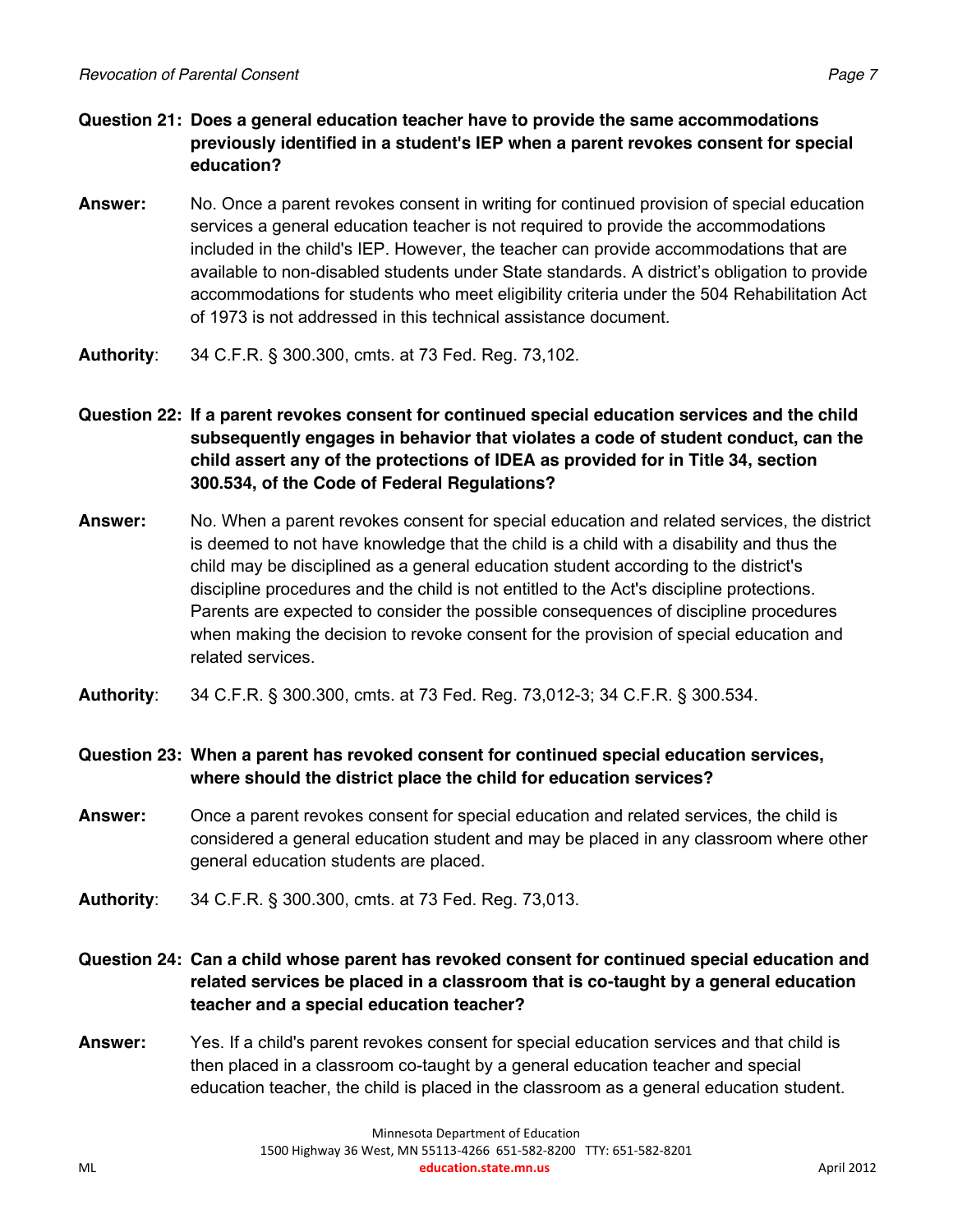**Question 21: Does a general education teacher have to provide the same accommodations previously identified in a student's IEP when a parent revokes consent for special education?**

**Answer:** No. Once a parent revokes consent in writing for continued provision of special education services a general education teacher is not required to provide the accommodations included in the child's IEP. However, the teacher can provide accommodations that are available to non-disabled students under State standards. A district's obligation to provide accommodations for students who meet eligibility criteria under the 504 Rehabilitation Act of 1973 is not addressed in this technical assistance document.

**Authority**: 34 C.F.R. § 300.300, cmts. at 73 Fed. Reg. 73,102.

**Question 22: If a parent revokes consent for continued special education services and the child subsequently engages in behavior that violates a code of student conduct, can the child assert any of the protections of IDEA as provided for in Title 34, section 300.534, of the Code of Federal Regulations?**

**Answer:** No. When a parent revokes consent for special education and related services, the district is deemed to not have knowledge that the child is a child with a disability and thus the child may be disciplined as a general education student according to the district's discipline procedures and the child is not entitled to the Act's discipline protections. Parents are expected to consider the possible consequences of discipline procedures when making the decision to revoke consent for the provision of special education and related services.

**Authority**: 34 C.F.R. § 300.300, cmts. at 73 Fed. Reg. 73,012-3; 34 C.F.R. § 300.534.

**Question 23: When a parent has revoked consent for continued special education services, where should the district place the child for education services?**

**Answer:** Once a parent revokes consent for special education and related services, the child is considered a general education student and may be placed in any classroom where other general education students are placed.

**Authority**: 34 C.F.R. § 300.300, cmts. at 73 Fed. Reg. 73,013.

**Question 24: Can a child whose parent has revoked consent for continued special education and related services be placed in a classroom that is co-taught by a general education teacher and a special education teacher?**

**Answer:** Yes. If a child's parent revokes consent for special education services and that child is then placed in a classroom co-taught by a general education teacher and special education teacher, the child is placed in the classroom as a general education student.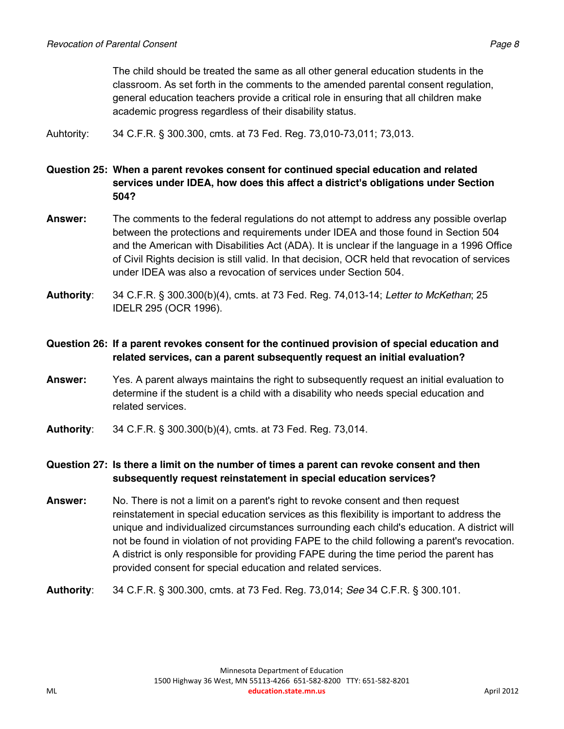The child should be treated the same as all other general education students in the classroom. As set forth in the comments to the amended parental consent regulation, general education teachers provide a critical role in ensuring that all children make academic progress regardless of their disability status.

Auhtority: 34 C.F.R. § 300.300, cmts. at 73 Fed. Reg. 73,010-73,011; 73,013.

**Question 25: When a parent revokes consent for continued special education and related services under IDEA, how does this affect a district's obligations under Section 504?**

**Answer:** The comments to the federal regulations do not attempt to address any possible overlap between the protections and requirements under IDEA and those found in Section 504 and the American with Disabilities Act (ADA). It is unclear if the language in a 1996 Office of Civil Rights decision is still valid. In that decision, OCR held that revocation of services under IDEA was also a revocation of services under Section 504.

**Authority**: 34 C.F.R. § 300.300(b)(4), cmts. at 73 Fed. Reg. 74,013-14; *Letter to McKethan*; 25 IDELR 295 (OCR 1996).

**Question 26: If a parent revokes consent for the continued provision of special education and related services, can a parent subsequently request an initial evaluation?**

**Answer:** Yes. A parent always maintains the right to subsequently request an initial evaluation to determine if the student is a child with a disability who needs special education and related services.

**Authority**: 34 C.F.R. § 300.300(b)(4), cmts. at 73 Fed. Reg. 73,014.

**Question 27: Is there a limit on the number of times a parent can revoke consent and then subsequently request reinstatement in special education services?**

**Answer:** No. There is not a limit on a parent's right to revoke consent and then request reinstatement in special education services as this flexibility is important to address the unique and individualized circumstances surrounding each child's education. A district will not be found in violation of not providing FAPE to the child following a parent's revocation. A district is only responsible for providing FAPE during the time period the parent has provided consent for special education and related services.

**Authority**: 34 C.F.R. § 300.300, cmts. at 73 Fed. Reg. 73,014; *See* 34 C.F.R. § 300.101.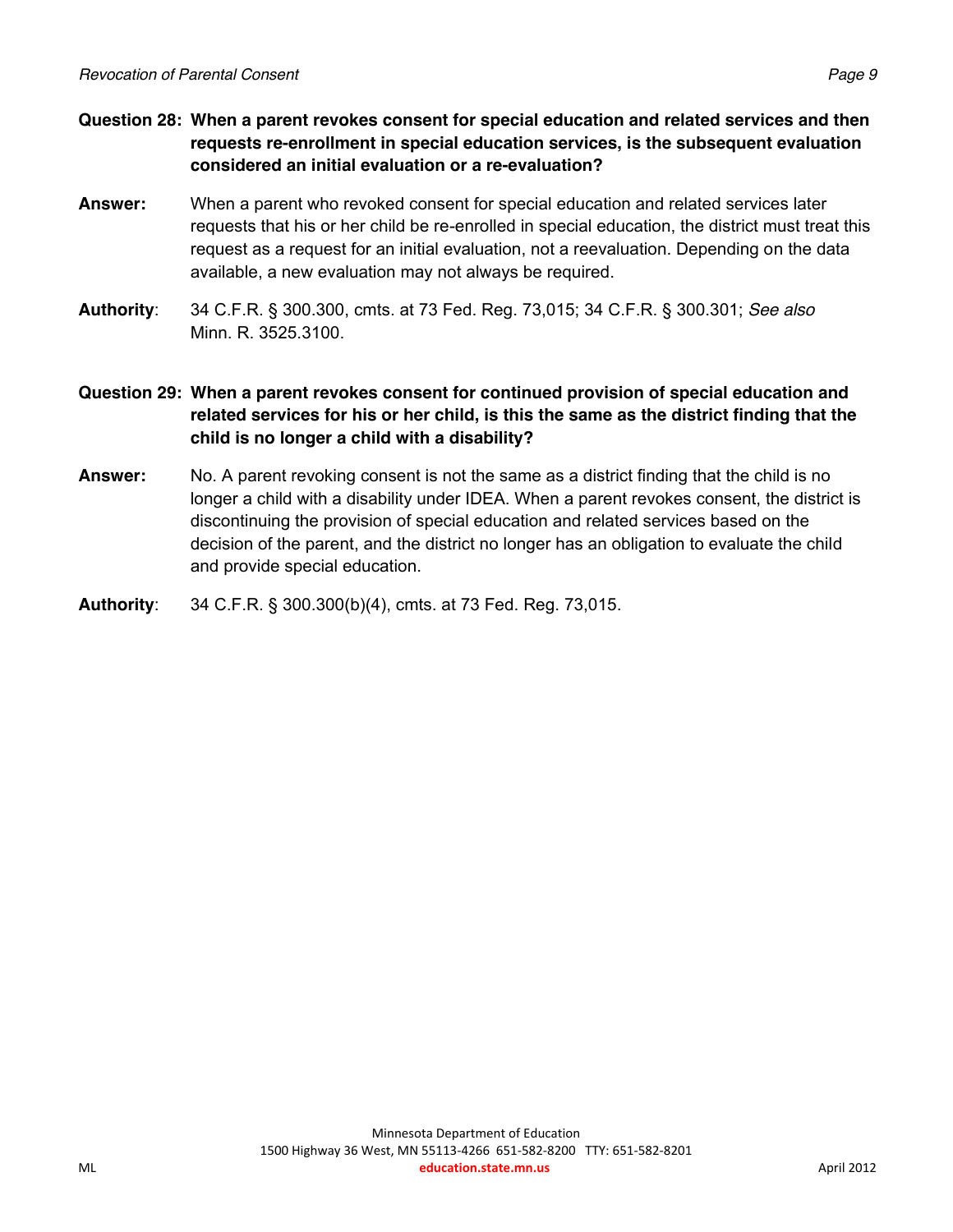**Question 28: When a parent revokes consent for special education and related services and then requests re-enrollment in special education services, is the subsequent evaluation considered an initial evaluation or a re-evaluation?**

**Answer:** When a parent who revoked consent for special education and related services later requests that his or her child be re-enrolled in special education, the district must treat this request as a request for an initial evaluation, not a reevaluation. Depending on the data available, a new evaluation may not always be required.

**Authority**: 34 C.F.R. § 300.300, cmts. at 73 Fed. Reg. 73,015; 34 C.F.R. § 300.301; *See also* Minn. R. 3525.3100.

**Question 29: When a parent revokes consent for continued provision of special education and related services for his or her child, is this the same as the district finding that the child is no longer a child with a disability?**

**Answer:** No. A parent revoking consent is not the same as a district finding that the child is no longer a child with a disability under IDEA. When a parent revokes consent, the district is discontinuing the provision of special education and related services based on the decision of the parent, and the district no longer has an obligation to evaluate the child and provide special education.

**Authority**: 34 C.F.R. § 300.300(b)(4), cmts. at 73 Fed. Reg. 73,015.